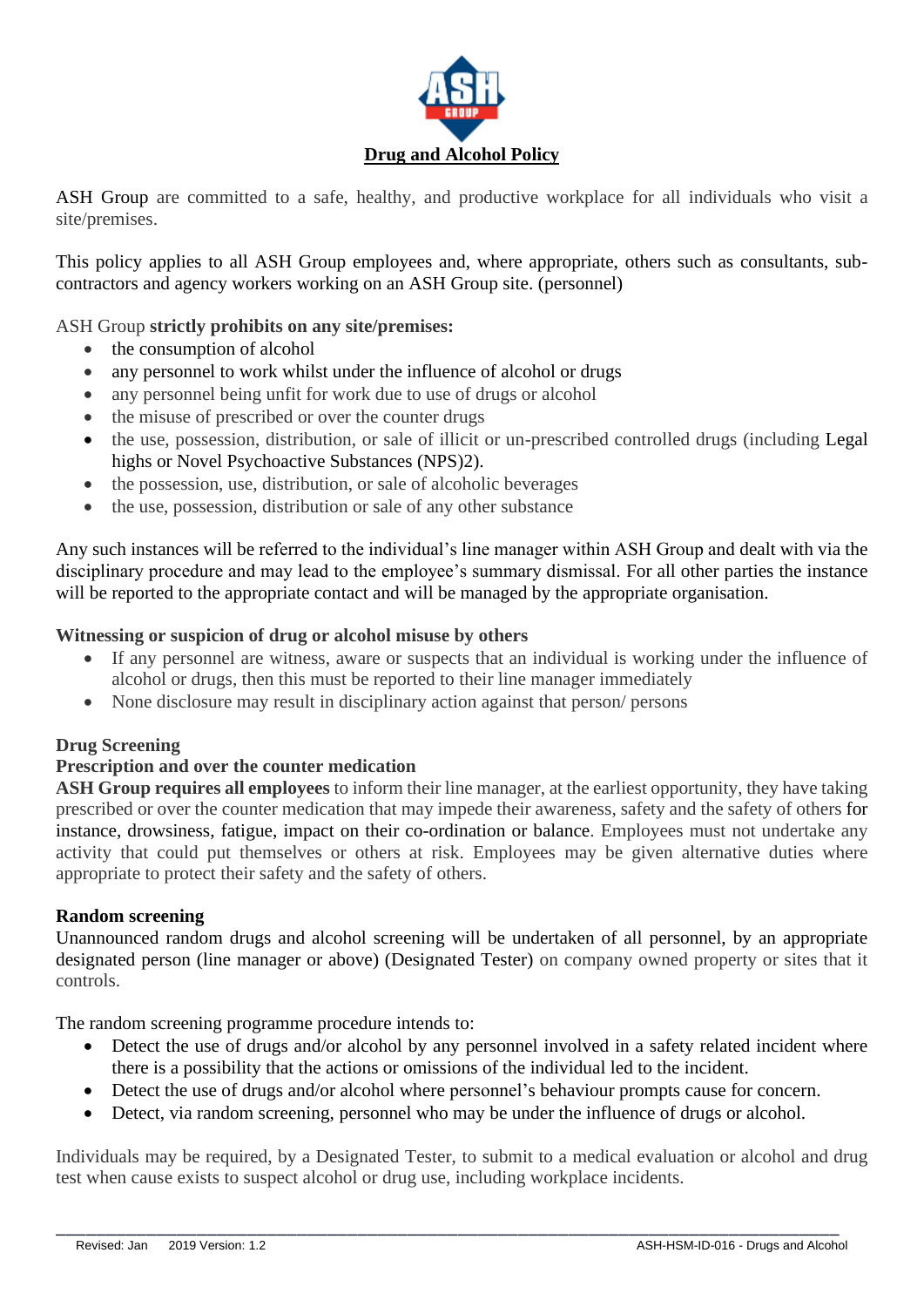# Drug and Alcohol Policy

ASH Group are committed to a safe, healthy, and productive workplace for all individuals who visit a site/premises.

This policy applies to all ASH Group employees and, where appropriate, others such as consultants, sub-contractors and agency workers working on an ASH Group site. (personnel)

ASH Group **strictly prohibits on any site/premises:**

- the consumption of alcohol
- any personnel to work whilst under the influence of alcohol or drugs
- any personnel being unfit for work due to use of drugs or alcohol
- the misuse of prescribed or over the counter drugs
- the use, possession, distribution, or sale of illicit or un-prescribed controlled drugs (including Legal highs or Novel Psychoactive Substances (NPS)2).
- the possession, use, distribution, or sale of alcoholic beverages
- the use, possession, distribution or sale of any other substance

Any such instances will be referred to the individual's line manager within ASH Group and dealt with via the disciplinary procedure and may lead to the employee's summary dismissal. For all other parties the instance will be reported to the appropriate contact and will be managed by the appropriate organisation.

**Witnessing or suspicion of drug or alcohol misuse by others**

- If any personnel are witness, aware or suspects that an individual is working under the influence of alcohol or drugs, then this must be reported to their line manager immediately
- None disclosure may result in disciplinary action against that person/ persons

**Drug Screening**

**Prescription and over the counter medication**

**ASH Group requires all employees** to inform their line manager, at the earliest opportunity, they have taking prescribed or over the counter medication that may impede their awareness, safety and the safety of others for instance, drowsiness, fatigue, impact on their co-ordination or balance. Employees must not undertake any activity that could put themselves or others at risk. Employees may be given alternative duties where appropriate to protect their safety and the safety of others.

**Random screening**

Unannounced random drugs and alcohol screening will be undertaken of all personnel, by an appropriate designated person (line manager or above) (Designated Tester) on company owned property or sites that it controls.

The random screening programme procedure intends to:

- Detect the use of drugs and/or alcohol by any personnel involved in a safety related incident where there is a possibility that the actions or omissions of the individual led to the incident.
- Detect the use of drugs and/or alcohol where personnel's behaviour prompts cause for concern.
- Detect, via random screening, personnel who may be under the influence of drugs or alcohol.

Individuals may be required, by a Designated Tester, to submit to a medical evaluation or alcohol and drug test when cause exists to suspect alcohol or drug use, including workplace incidents.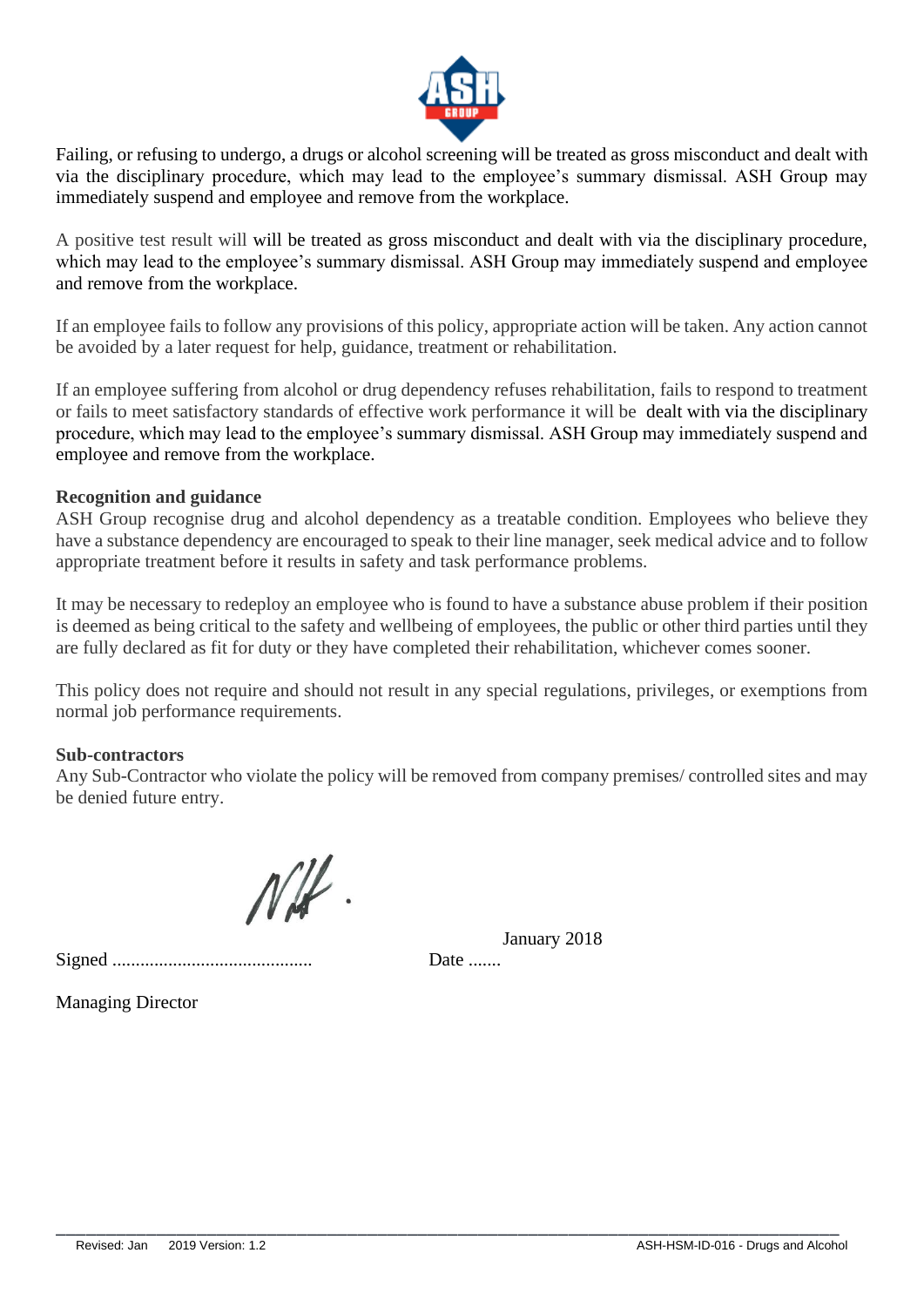Failing, or refusing to undergo, a drugs or alcohol screening will be treated as gross misconduct and dealt with via the disciplinary procedure, which may lead to the employee's summary dismissal. ASH Group may immediately suspend and employee and remove from the workplace.

A positive test result will will be treated as gross misconduct and dealt with via the disciplinary procedure, which may lead to the employee's summary dismissal. ASH Group may immediately suspend and employee and remove from the workplace.

If an employee fails to follow any provisions of this policy, appropriate action will be taken. Any action cannot be avoided by a later request for help, guidance, treatment or rehabilitation.

If an employee suffering from alcohol or drug dependency refuses rehabilitation, fails to respond to treatment or fails to meet satisfactory standards of effective work performance it will be dealt with via the disciplinary procedure, which may lead to the employee's summary dismissal. ASH Group may immediately suspend and employee and remove from the workplace.

**Recognition and guidance**

ASH Group recognise drug and alcohol dependency as a treatable condition. Employees who believe they have a substance dependency are encouraged to speak to their line manager, seek medical advice and to follow appropriate treatment before it results in safety and task performance problems.

It may be necessary to redeploy an employee who is found to have a substance abuse problem if their position is deemed as being critical to the safety and wellbeing of employees, the public or other third parties until they are fully declared as fit for duty or they have completed their rehabilitation, whichever comes sooner.

This policy does not require and should not result in any special regulations, privileges, or exemptions from normal job performance requirements.

**Sub-contractors**

Any Sub-Contractor who violate the policy will be removed from company premises/ controlled sites and may be denied future entry.

Signed ........................................... Date ....... January 2018

Managing Director